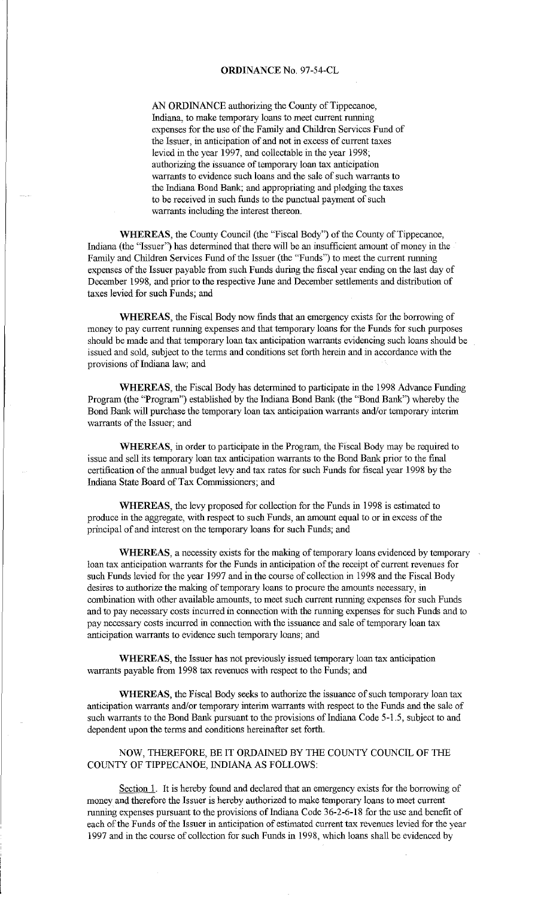# ORDINANCE No. 97-54-CL

AN ORDINANCE authorizing the County of Tippecanoe, Indiana, to make temporary loans to meet current running expenses for the use of the Family and Children Services Fund of the Issuer, in anticipation of and not in excess of current taxes levied in the year 1997, and collectable in the year 1998; authorizing the issuance of temporary loan tax anticipation warrants to evidence such loans and the sale of such warrants to the Indiana Bond Bank; and appropriating and pledging the taxes to be received in such funds to the punctual payment of such warrants including the interest thereon.

**WHEREAS**, the County Council (the "Fiscal Body") of the County of Tippecanoe, Indiana (the "Issuer") has determined that there will be an insufficient amount of money in the Family and Children Services Fund of the Issuer (the "Funds") to meet the current running expenses of the Issuer payable from such Funds during the fiscal year ending on the last day of December 1998, and prior to the respective June and December settlements and distribution of taxes levied for such Funds; and

**WHEREAS**, the Fiscal Body now finds that an emergency exists for the borrowing of money to pay current running expenses and that temporary loans for the Funds for such purposes should be made and that temporary loan tax anticipation warrants evidencing such loans should be issued and sold, subject to the terms and conditions set forth herein and in accordance with the provisions of Indiana law; and

**WHEREAS**, the Fiscal Body has determined to participate in the 1998 Advance Funding Program (the "Program") established by the Indiana Bond Bank (the "Bond Bank") whereby the Bond Bank will purchase the temporary loan tax anticipation warrants and/or temporary interim warrants of the Issuer; and

**WHEREAS**, in order to participate in the Program, the Fiscal Body may be required to issue and sell its temporary loan tax anticipation warrants to the Bond Bank prior to the final certification of the annual budget levy and tax rates for such Funds for fiscal year 1998 by the Indiana State Board of Tax Commissioners; and

**WHEREAS**, the levy proposed for collection for the Funds in 1998 is estimated to produce in the aggregate, with respect to such Funds, an amount equal to or in excess of the principal of and interest on the temporary loans for such Funds; and

**WHEREAS**, a necessity exists for the making of temporary loans evidenced by temporary loan tax anticipation warrants for the Funds in anticipation of the receipt of current revenues for such Funds levied for the year 1997 and in the course of collection in 1998 and the Fiscal Body desires to authorize the making of temporary loans to procure the amounts necessary, in combination with other available amounts, to meet such current running expenses for such Funds and to pay necessary costs incurred in connection with the running expenses for such Funds and to pay necessary costs incurred in connection with the issuance and sale of temporary loan tax anticipation warrants to evidence such temporary loans; and

**WHEREAS**, the Issuer has not previously issued temporary loan tax anticipation warrants payable from 1998 tax revenues with respect to the Funds; and

**WHEREAS**, the Fiscal Body seeks to authorize the issuance of such temporary loan tax anticipation warrants and/or temporary interim warrants with respect to the Funds and the sale of such warrants to the Bond Bank pursuant to the provisions of Indiana Code 5-1.5, subject to and dependent upon the terms and conditions hereinafter set forth.

NOW, THEREFORE, BE IT ORDAINED BY THE COUNTY COUNCIL OF THE COUNTY OF TIPPECANOE, INDIANA AS FOLLOWS:

Section 1. It is hereby found and declared that an emergency exists for the borrowing of money and therefore the Issuer is hereby authorized to make temporary loans to meet current running expenses pursuant to the provisions of Indiana Code 36-2-6-18 for the use and benefit of each of the Funds of the Issuer in anticipation of estimated current tax revenues levied for the year 1997 and in the course of collection for such Funds in 1998, which loans shall be evidenced by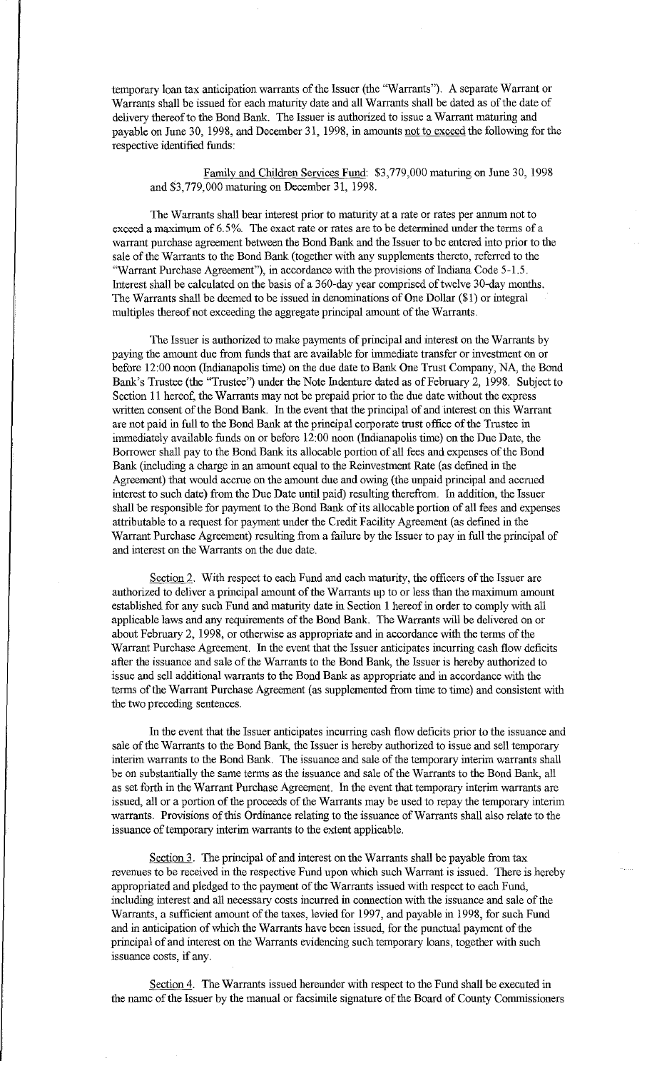temporary loan tax anticipation warrants of the Issuer (the "Warrants"). A separate Warrant or Warrants shall be issued for each maturity date and all Warrants shall be dated as of the date of delivery thereof to the Bond Bank. The Issuer is authorized to issue a Warrant maturing and payable on June 30, 1998, and December 31, 1998, in amounts not to exceed the following for the respective identified funds:

> Family and Children Services Fund: \$3,779,000 maturing on June 30, 1998 and \$3,779,000 maturing on December 31, 1998.

The Warrants shall bear interest prior to maturity at a rate or rates per annum not to exceed a maximum of 6.5%. The exact rate or rates are to be determined under the terms of a warrant purchase agreement between the Bond Bank and the Issuer to be entered into prior to the sale of the Warrants to the Bond Bank (together with any supplements thereto, referred to the "Warrant Purchase Agreement"), in accordance with the provisions of Indiana Code 5-1.5. Interest shall be calculated on the basis of a 360-day year comprised of twelve 30-day months. The Warrants shall be deemed to be issued in denominations of One Dollar (\$1) or integral multiples thereof not exceeding the aggregate principal amount of the Warrants.

The Issuer is authorized to make payments of principal and interest on the Warrants by paying the amount due from funds that are available for immediate transfer or investment on or before 12:00 noon (Indianapolis time) on the due date to Bank One Trust Company, NA, the Bond Bank's Trustee (the "Trustee") under the Note Indenture dated as of February 2, 1998. Subject to Section 11 hereof, the Warrants may not be prepaid prior to the due date without the express written consent of the Bond Bank. In the event that the principal of and interest on this Warrant are not paid in full to the Bond Bank at the principal corporate trust office of the Trustee in immediately available funds on or before 12:00 noon (Indianapolis time) on the Due Date, the Borrower shall pay to the Bond Bank its allocable portion of all fees and expenses of the Bond Bank (including a charge in an amount equal to the Reinvestment Rate (as defined in the Agreement) that would accrue on the amount due and owing (the unpaid principal and accrued interest to such date) from the Due Date until paid) resulting therefrom. In addition, the Issuer shall be responsible for payment to the Bond Bank of its allocable portion of all fees and expenses attributable to a request for payment under the Credit Facility Agreement (as defined in the Warrant Purchase Agreement) resulting from a failure by the Issuer to pay in full the principal of and interest on the Warrants on the due date.

Section 2. With respect to each Fund and each maturity, the officers of the Issuer are authorized to deliver a principal amount of the Warrants up to or less than the maximum amount established for any such Fund and maturity date in Section 1 hereof in order to comply with all applicable laws and any requirements of the Bond Bank. The Warrants will be delivered on or about February 2, 1998, or otherwise as appropriate and in accordance with the terms of the Warrant Purchase Agreement. In the event that the Issuer anticipates incurring cash flow deficits after the issuance and sale of the Warrants to the Bond Bank, the Issuer is hereby authorized to issue and sell additional warrants to the Bond Bank as appropriate and in accordance with the terms of the Warrant Purchase Agreement (as supplemented from time to time) and consistent with the two preceding sentences.

In the event that the Issuer anticipates incurring cash flow deficits prior to the issuance and sale of the Warrants to the Bond Bank, the Issuer is hereby authorized to issue and sell temporary interim warrants to the Bond Bank. The issuance and sale of the temporary interim warrants shall be on substantially the same terms as the issuance and sale of the Warrants to the Bond Bank, all as set forth in the Warrant Purchase Agreement. In the event that temporary interim warrants are issued, all or a portion of the proceeds of the Warrants may be used to repay the temporary interim warrants. Provisions of this Ordinance relating to the issuance of Warrants shall also relate to the issuance of temporary interim warrants to the extent applicable.

Section 3. The principal of and interest on the Warrants shall be payable from tax revenues to be received in the respective Fund upon which such Warrant is issued. There is hereby appropriated and pledged to the payment of the Warrants issued with respect to each Fund, including interest and all necessary costs incurred in connection with the issuance and sale of the Warrants, a sufficient amount of the taxes, levied for 1997, and payable in 1998, for such Fund and in anticipation of which the Warrants have been issued, for the punctual payment of the principal of and interest on the Warrants evidencing such temporary loans, together with such issuance costs, if any.

Section 4. The Warrants issued hereunder with respect to the Fund shall be executed in the name of the Issuer by the manual or facsimile signature of the Board of County Commissioners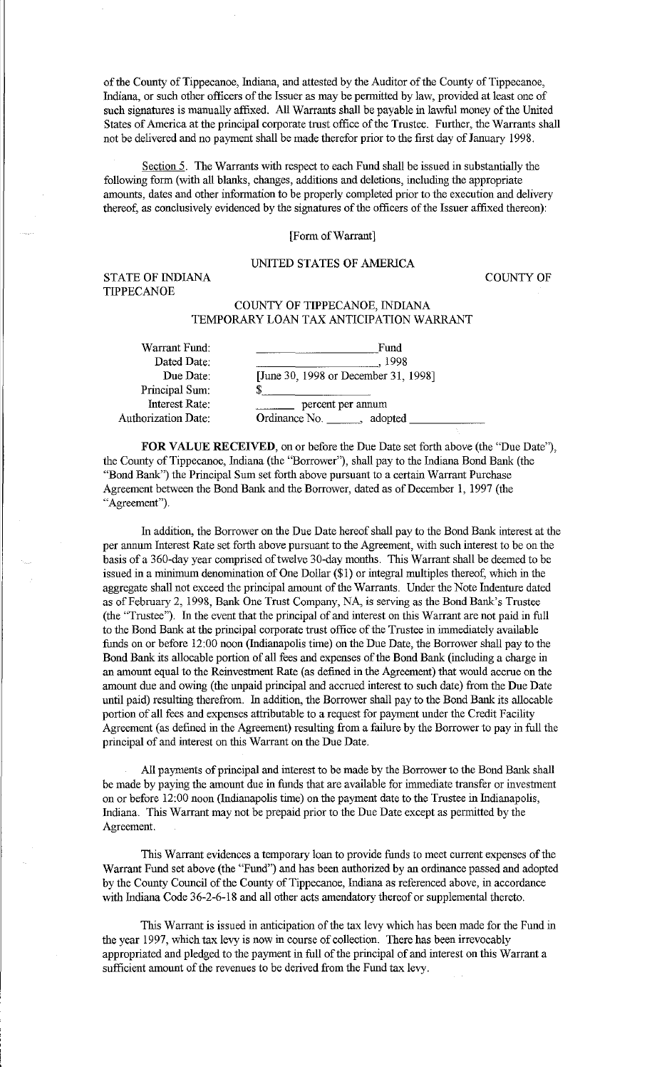of the County of Tippecanoe, Indiana, and attested by the Auditor of the County of Tippecanoe, Indiana, or such other officers of the Issuer as may be permitted by law, provided at least one of such signatures is manually affixed. All Warrants shall be payable in lawful money of the United States of America at the principal corporate trust office of the Trustee. Further, the Warrants shall not be delivered and no payment shall be made therefor prior to the first day of January 1998.

Section 5. The Warrants with respect to each Fund shall be issued in substantially the following form (with all blanks, changes, additions and deletions, including the appropriate amounts, dates and other information to be properly completed prior to the execution and delivery thereof, as conclusively evidenced by the signatures of the officers of the Issuer affixed thereon):

[Form of Warrant]

UNITED STATES OF AMERICA

STATE OF INDIANA COUNTY OF TIPPECANOE

COUNTY OF TIPPECANOE, INDIANA
TEMPORARY LOAN TAX ANTICIPATION WARRANT

| | |
|---|---|
| Warrant Fund: | _______________ Fund |
| Dated Date: | _______________, 1998 |
| Due Date: | [June 30, 1998 or December 31, 1998] |
| Principal Sum: | $_______________ |
| Interest Rate: | _______ percent per annum |
| Authorization Date: | Ordinance No. _______, adopted _______________ |

**FOR VALUE RECEIVED**, on or before the Due Date set forth above (the "Due Date"), the County of Tippecanoe, Indiana (the "Borrower"), shall pay to the Indiana Bond Bank (the "Bond Bank") the Principal Sum set forth above pursuant to a certain Warrant Purchase Agreement between the Bond Bank and the Borrower, dated as of December 1, 1997 (the "Agreement").

In addition, the Borrower on the Due Date hereof shall pay to the Bond Bank interest at the per annum Interest Rate set forth above pursuant to the Agreement, with such interest to be on the basis of a 360-day year comprised of twelve 30-day months. This Warrant shall be deemed to be issued in a minimum denomination of One Dollar ($1) or integral multiples thereof, which in the aggregate shall not exceed the principal amount of the Warrants. Under the Note Indenture dated as of February 2, 1998, Bank One Trust Company, NA, is serving as the Bond Bank's Trustee (the "Trustee"). In the event that the principal of and interest on this Warrant are not paid in full to the Bond Bank at the principal corporate trust office of the Trustee in immediately available funds on or before 12:00 noon (Indianapolis time) on the Due Date, the Borrower shall pay to the Bond Bank its allocable portion of all fees and expenses of the Bond Bank (including a charge in an amount equal to the Reinvestment Rate (as defined in the Agreement) that would accrue on the amount due and owing (the unpaid principal and accrued interest to such date) from the Due Date until paid) resulting therefrom. In addition, the Borrower shall pay to the Bond Bank its allocable portion of all fees and expenses attributable to a request for payment under the Credit Facility Agreement (as defined in the Agreement) resulting from a failure by the Borrower to pay in full the principal of and interest on this Warrant on the Due Date.

All payments of principal and interest to be made by the Borrower to the Bond Bank shall be made by paying the amount due in funds that are available for immediate transfer or investment on or before 12:00 noon (Indianapolis time) on the payment date to the Trustee in Indianapolis, Indiana. This Warrant may not be prepaid prior to the Due Date except as permitted by the Agreement.

This Warrant evidences a temporary loan to provide funds to meet current expenses of the Warrant Fund set above (the "Fund") and has been authorized by an ordinance passed and adopted by the County Council of the County of Tippecanoe, Indiana as referenced above, in accordance with Indiana Code 36-2-6-18 and all other acts amendatory thereof or supplemental thereto.

This Warrant is issued in anticipation of the tax levy which has been made for the Fund in the year 1997, which tax levy is now in course of collection. There has been irrevocably appropriated and pledged to the payment in full of the principal of and interest on this Warrant a sufficient amount of the revenues to be derived from the Fund tax levy.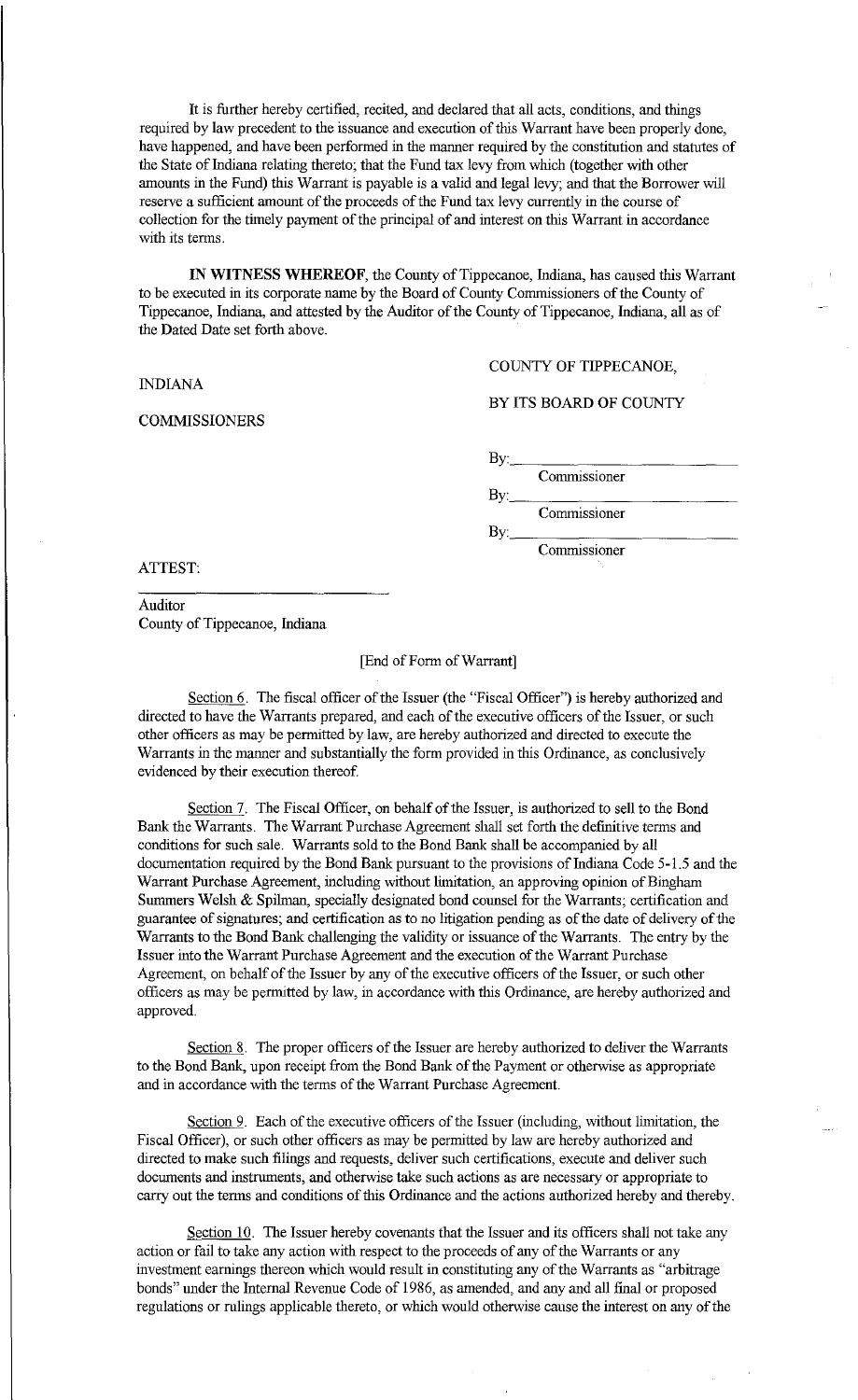It is further hereby certified, recited, and declared that all acts, conditions, and things required by law precedent to the issuance and execution of this Warrant have been properly done, have happened, and have been performed in the manner required by the constitution and statutes of the State of Indiana relating thereto; that the Fund tax levy from which (together with other amounts in the Fund) this Warrant is payable is a valid and legal levy; and that the Borrower will reserve a sufficient amount of the proceeds of the Fund tax levy currently in the course of collection for the timely payment of the principal of and interest on this Warrant in accordance with its terms.

**IN WITNESS WHEREOF**, the County of Tippecanoe, Indiana, has caused this Warrant to be executed in its corporate name by the Board of County Commissioners of the County of Tippecanoe, Indiana, and attested by the Auditor of the County of Tippecanoe, Indiana, all as of the Dated Date set forth above.

COUNTY OF TIPPECANOE, INDIANA

BY ITS BOARD OF COUNTY COMMISSIONERS

By:\_\_\_\_\_\_\_\_\_\_\_\_\_\_\_\_\_\_\_\_\_\_\_\_
Commissioner

By:\_\_\_\_\_\_\_\_\_\_\_\_\_\_\_\_\_\_\_\_\_\_\_\_
Commissioner

By:\_\_\_\_\_\_\_\_\_\_\_\_\_\_\_\_\_\_\_\_\_\_\_\_
Commissioner

ATTEST:

\_\_\_\_\_\_\_\_\_\_\_\_\_\_\_\_\_\_\_\_\_\_\_\_
Auditor
County of Tippecanoe, Indiana

[End of Form of Warrant]

Section 6. The fiscal officer of the Issuer (the "Fiscal Officer") is hereby authorized and directed to have the Warrants prepared, and each of the executive officers of the Issuer, or such other officers as may be permitted by law, are hereby authorized and directed to execute the Warrants in the manner and substantially the form provided in this Ordinance, as conclusively evidenced by their execution thereof.

Section 7. The Fiscal Officer, on behalf of the Issuer, is authorized to sell to the Bond Bank the Warrants. The Warrant Purchase Agreement shall set forth the definitive terms and conditions for such sale. Warrants sold to the Bond Bank shall be accompanied by all documentation required by the Bond Bank pursuant to the provisions of Indiana Code 5-1.5 and the Warrant Purchase Agreement, including without limitation, an approving opinion of Bingham Summers Welsh & Spilman, specially designated bond counsel for the Warrants; certification and guarantee of signatures; and certification as to no litigation pending as of the date of delivery of the Warrants to the Bond Bank challenging the validity or issuance of the Warrants. The entry by the Issuer into the Warrant Purchase Agreement and the execution of the Warrant Purchase Agreement, on behalf of the Issuer by any of the executive officers of the Issuer, or such other officers as may be permitted by law, in accordance with this Ordinance, are hereby authorized and approved.

Section 8. The proper officers of the Issuer are hereby authorized to deliver the Warrants to the Bond Bank, upon receipt from the Bond Bank of the Payment or otherwise as appropriate and in accordance with the terms of the Warrant Purchase Agreement.

Section 9. Each of the executive officers of the Issuer (including, without limitation, the Fiscal Officer), or such other officers as may be permitted by law are hereby authorized and directed to make such filings and requests, deliver such certifications, execute and deliver such documents and instruments, and otherwise take such actions as are necessary or appropriate to carry out the terms and conditions of this Ordinance and the actions authorized hereby and thereby.

Section 10. The Issuer hereby covenants that the Issuer and its officers shall not take any action or fail to take any action with respect to the proceeds of any of the Warrants or any investment earnings thereon which would result in constituting any of the Warrants as "arbitrage bonds" under the Internal Revenue Code of 1986, as amended, and any and all final or proposed regulations or rulings applicable thereto, or which would otherwise cause the interest on any of the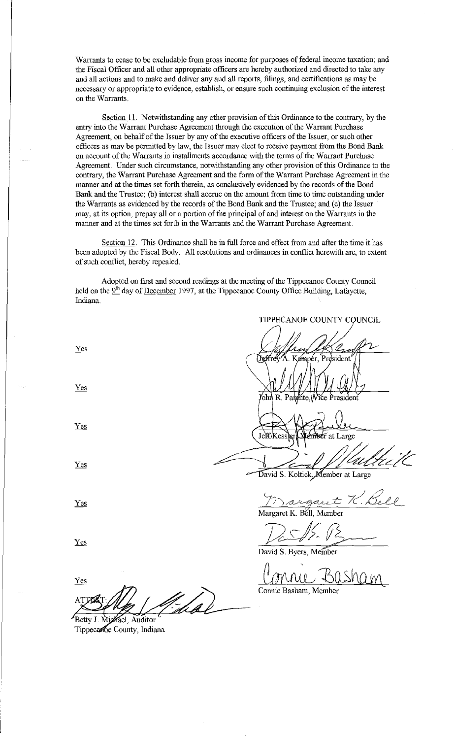Warrants to cease to be excludable from gross income for purposes of federal income taxation; and the Fiscal Officer and all other appropriate officers are hereby authorized and directed to take any and all actions and to make and deliver any and all reports, filings, and certifications as may be necessary or appropriate to evidence, establish, or ensure such continuing exclusion of the interest on the Warrants.

Section 11. Notwithstanding any other provision of this Ordinance to the contrary, by the entry into the Warrant Purchase Agreement through the execution of the Warrant Purchase Agreement, on behalf of the Issuer by any of the executive officers of the Issuer, or such other officers as may be permitted by law, the Issuer may elect to receive payment from the Bond Bank on account of the Warrants in installments accordance with the terms of the Warrant Purchase Agreement. Under such circumstance, notwithstanding any other provision of this Ordinance to the contrary, the Warrant Purchase Agreement and the form of the Warrant Purchase Agreement in the manner and at the times set forth therein, as conclusively evidenced by the records of the Bond Bank and the Trustee; (b) interest shall accrue on the amount from time to time outstanding under the Warrants as evidenced by the records of the Bond Bank and the Trustee; and (c) the Issuer may, at its option, prepay all or a portion of the principal of and interest on the Warrants in the manner and at the times set forth in the Warrants and the Warrant Purchase Agreement.

Section 12. This Ordinance shall be in full force and effect from and after the time it has been adopted by the Fiscal Body. All resolutions and ordinances in conflict herewith are, to extent of such conflict, hereby repealed.

Adopted on first and second readings at the meeting of the Tippecanoe County Council held on the 9th day of December 1997, at the Tippecanoe County Office Building, Lafayette, Indiana.

TIPPECANOE COUNTY COUNCIL

Yes — Jeffrey A. Kemper, President

Yes — John R. Parente, Vice President

Yes — Jeff Kessler, Member at Large

Yes — David S. Koltick, Member at Large

Yes — Margaret K. Bell, Member

Yes — David S. Byers, Member

Yes — Connie Basham, Member

ATTEST:

Betty J. Michael, Auditor
Tippecanoe County, Indiana